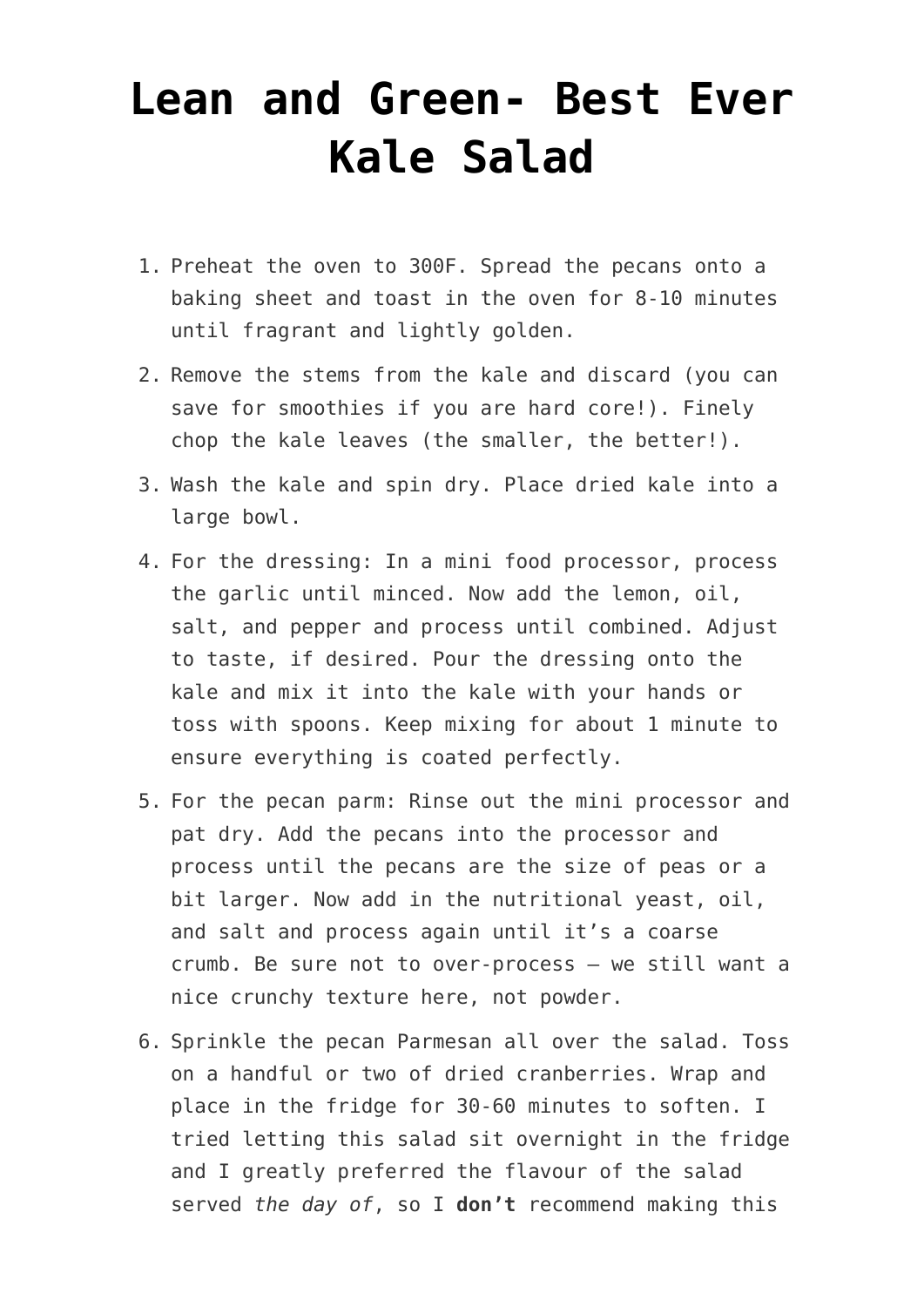# Lean and Green- Best Ever Kale Salad

1. Preheat the oven to 300F. Spread the pecans onto a baking sheet and toast in the oven for 8-10 minutes until fragrant and lightly golden.
2. Remove the stems from the kale and discard (you can save for smoothies if you are hard core!). Finely chop the kale leaves (the smaller, the better!).
3. Wash the kale and spin dry. Place dried kale into a large bowl.
4. For the dressing: In a mini food processor, process the garlic until minced. Now add the lemon, oil, salt, and pepper and process until combined. Adjust to taste, if desired. Pour the dressing onto the kale and mix it into the kale with your hands or toss with spoons. Keep mixing for about 1 minute to ensure everything is coated perfectly.
5. For the pecan parm: Rinse out the mini processor and pat dry. Add the pecans into the processor and process until the pecans are the size of peas or a bit larger. Now add in the nutritional yeast, oil, and salt and process again until it's a coarse crumb. Be sure not to over-process – we still want a nice crunchy texture here, not powder.
6. Sprinkle the pecan Parmesan all over the salad. Toss on a handful or two of dried cranberries. Wrap and place in the fridge for 30-60 minutes to soften. I tried letting this salad sit overnight in the fridge and I greatly preferred the flavour of the salad served *the day of*, so I **don't** recommend making this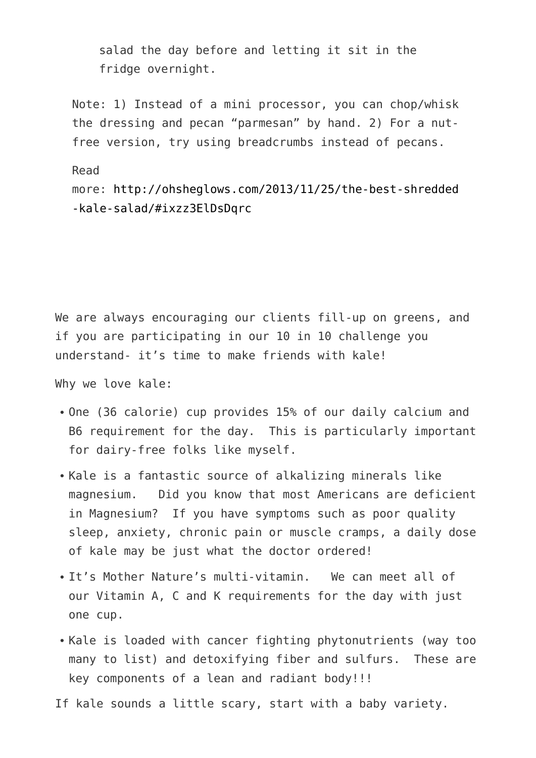salad the day before and letting it sit in the fridge overnight.

Note: 1) Instead of a mini processor, you can chop/whisk the dressing and pecan "parmesan" by hand. 2) For a nut-free version, try using breadcrumbs instead of pecans.

Read more: http://ohsheglows.com/2013/11/25/the-best-shredded-kale-salad/#ixzz3ElDsDqrc

We are always encouraging our clients fill-up on greens, and if you are participating in our 10 in 10 challenge you understand- it's time to make friends with kale!

Why we love kale:

- One (36 calorie) cup provides 15% of our daily calcium and B6 requirement for the day. This is particularly important for dairy-free folks like myself.
- Kale is a fantastic source of alkalizing minerals like magnesium. Did you know that most Americans are deficient in Magnesium? If you have symptoms such as poor quality sleep, anxiety, chronic pain or muscle cramps, a daily dose of kale may be just what the doctor ordered!
- It's Mother Nature's multi-vitamin. We can meet all of our Vitamin A, C and K requirements for the day with just one cup.
- Kale is loaded with cancer fighting phytonutrients (way too many to list) and detoxifying fiber and sulfurs. These are key components of a lean and radiant body!!!

If kale sounds a little scary, start with a baby variety.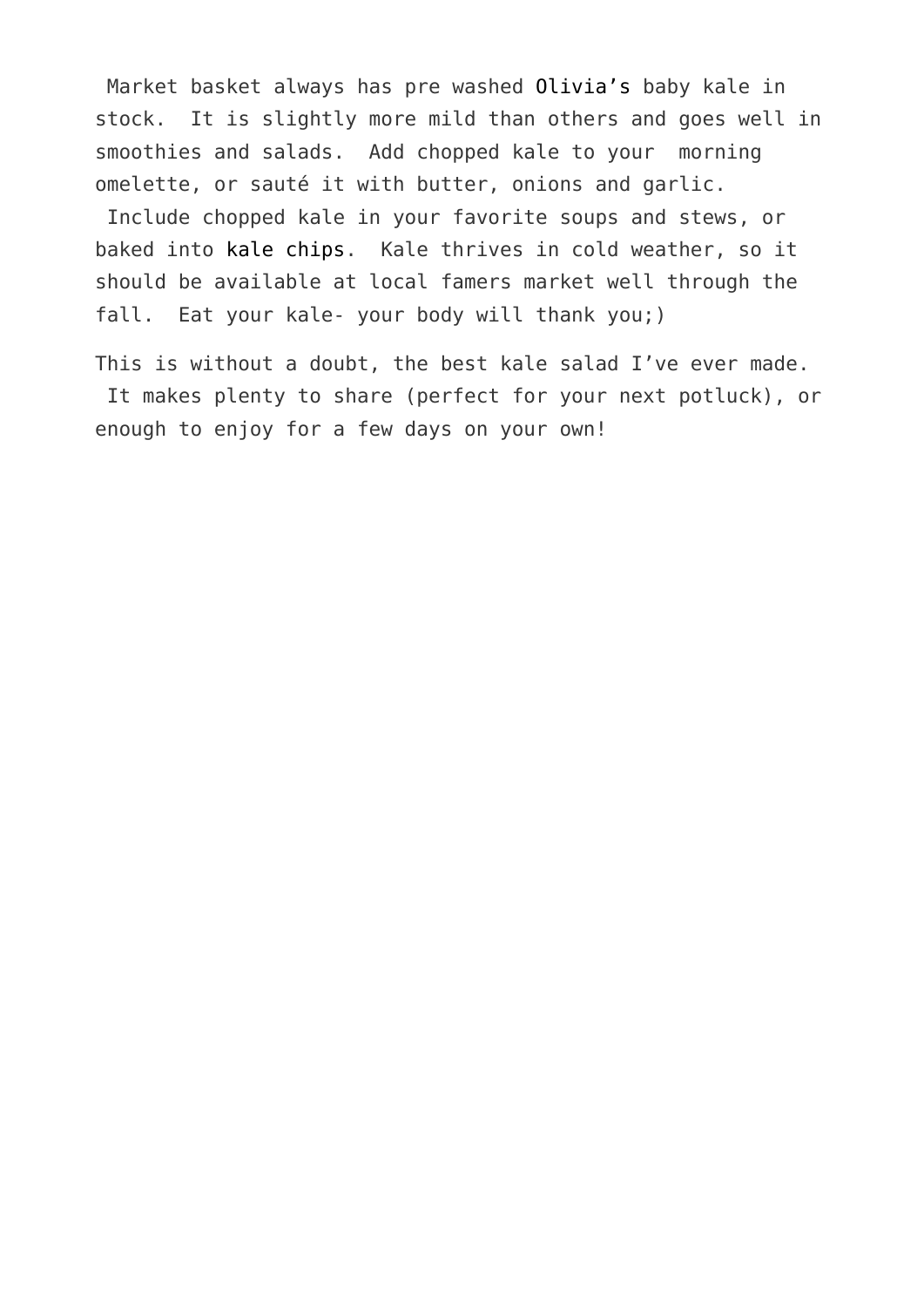Market basket always has pre washed Olivia's baby kale in stock. It is slightly more mild than others and goes well in smoothies and salads. Add chopped kale to your morning omelette, or sauté it with butter, onions and garlic. Include chopped kale in your favorite soups and stews, or baked into kale chips. Kale thrives in cold weather, so it should be available at local famers market well through the fall. Eat your kale- your body will thank you;)

This is without a doubt, the best kale salad I've ever made. It makes plenty to share (perfect for your next potluck), or enough to enjoy for a few days on your own!